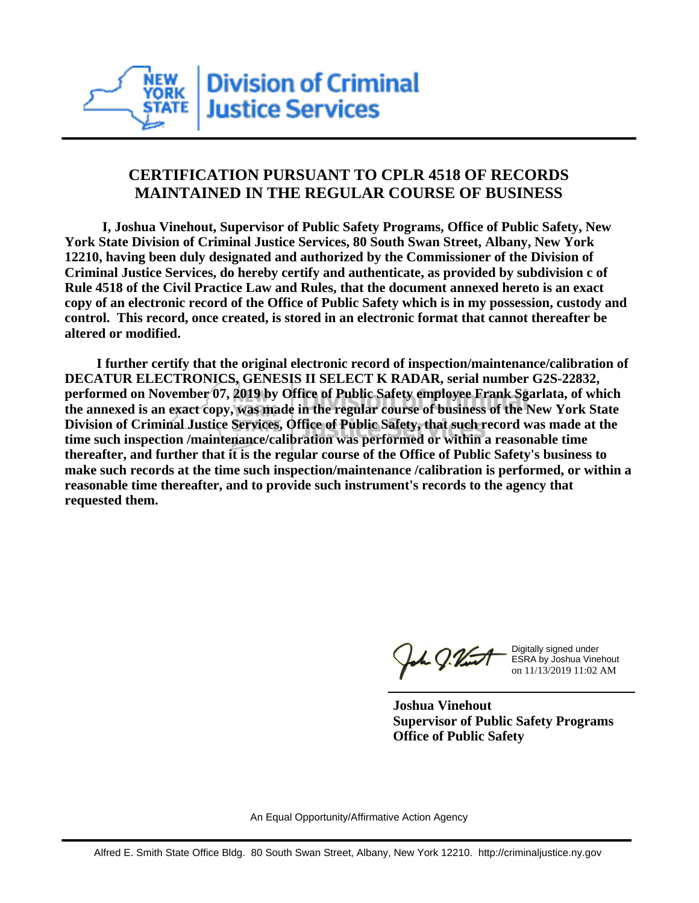**New York State Division of Criminal Justice Services**

## CERTIFICATION PURSUANT TO CPLR 4518 OF RECORDS MAINTAINED IN THE REGULAR COURSE OF BUSINESS

**I, Joshua Vinehout, Supervisor of Public Safety Programs, Office of Public Safety, New York State Division of Criminal Justice Services, 80 South Swan Street, Albany, New York 12210, having been duly designated and authorized by the Commissioner of the Division of Criminal Justice Services, do hereby certify and authenticate, as provided by subdivision c of Rule 4518 of the Civil Practice Law and Rules, that the document annexed hereto is an exact copy of an electronic record of the Office of Public Safety which is in my possession, custody and control. This record, once created, is stored in an electronic format that cannot thereafter be altered or modified.**

**I further certify that the original electronic record of inspection/maintenance/calibration of DECATUR ELECTRONICS, GENESIS II SELECT K RADAR, serial number G2S-22832, performed on November 07, 2019 by Office of Public Safety employee Frank Sgarlata, of which the annexed is an exact copy, was made in the regular course of business of the New York State Division of Criminal Justice Services, Office of Public Safety, that such record was made at the time such inspection /maintenance/calibration was performed or within a reasonable time thereafter, and further that it is the regular course of the Office of Public Safety's business to make such records at the time such inspection/maintenance /calibration is performed, or within a reasonable time thereafter, and to provide such instrument's records to the agency that requested them.**

Digitally signed under ESRA by Joshua Vinehout on 11/13/2019 11:02 AM

**Joshua Vinehout**
**Supervisor of Public Safety Programs**
**Office of Public Safety**

An Equal Opportunity/Affirmative Action Agency

Alfred E. Smith State Office Bldg. 80 South Swan Street, Albany, New York 12210. http://criminaljustice.ny.gov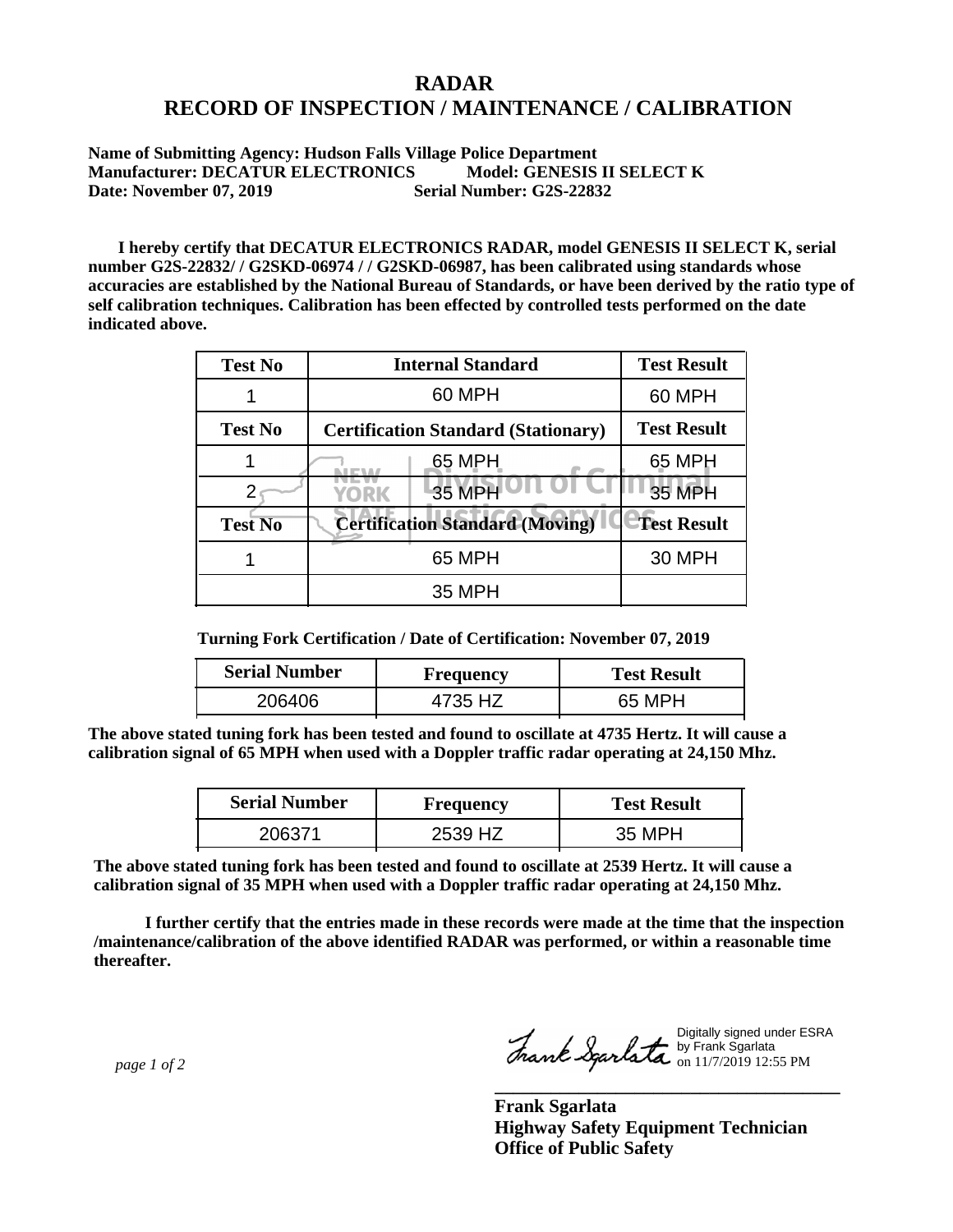# RADAR
# RECORD OF INSPECTION / MAINTENANCE / CALIBRATION

**Name of Submitting Agency: Hudson Falls Village Police Department**
**Manufacturer: DECATUR ELECTRONICS Model: GENESIS II SELECT K**
**Date: November 07, 2019 Serial Number: G2S-22832**

**I hereby certify that DECATUR ELECTRONICS RADAR, model GENESIS II SELECT K, serial number G2S-22832/ / G2SKD-06974 / / G2SKD-06987, has been calibrated using standards whose accuracies are established by the National Bureau of Standards, or have been derived by the ratio type of self calibration techniques. Calibration has been effected by controlled tests performed on the date indicated above.**

| Test No | Internal Standard | Test Result |
|---|---|---|
| 1 | 60 MPH | 60 MPH |
| **Test No** | **Certification Standard (Stationary)** | **Test Result** |
| 1 | 65 MPH | 65 MPH |
| 2 | 35 MPH | 35 MPH |
| **Test No** | **Certification Standard (Moving)** | **Test Result** |
| 1 | 65 MPH | 30 MPH |
| | 35 MPH | |

**Turning Fork Certification / Date of Certification: November 07, 2019**

| Serial Number | Frequency | Test Result |
|---|---|---|
| 206406 | 4735 HZ | 65 MPH |

**The above stated tuning fork has been tested and found to oscillate at 4735 Hertz. It will cause a calibration signal of 65 MPH when used with a Doppler traffic radar operating at 24,150 Mhz.**

| Serial Number | Frequency | Test Result |
|---|---|---|
| 206371 | 2539 HZ | 35 MPH |

**The above stated tuning fork has been tested and found to oscillate at 2539 Hertz. It will cause a calibration signal of 35 MPH when used with a Doppler traffic radar operating at 24,150 Mhz.**

**I further certify that the entries made in these records were made at the time that the inspection /maintenance/calibration of the above identified RADAR was performed, or within a reasonable time thereafter.**

Frank Sgarlata

Digitally signed under ESRA by Frank Sgarlata on 11/7/2019 12:55 PM

**Frank Sgarlata**
**Highway Safety Equipment Technician**
**Office of Public Safety**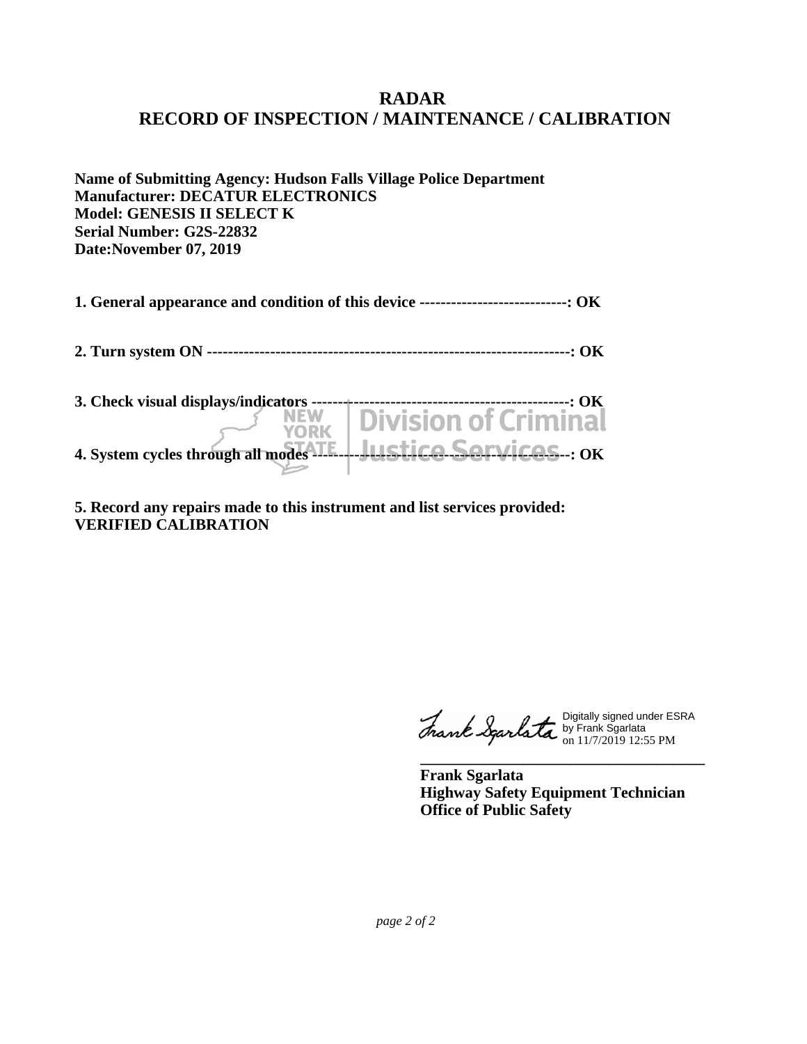# RADAR
# RECORD OF INSPECTION / MAINTENANCE / CALIBRATION

**Name of Submitting Agency: Hudson Falls Village Police Department**
**Manufacturer: DECATUR ELECTRONICS**
**Model: GENESIS II SELECT K**
**Serial Number: G2S-22832**
**Date:November 07, 2019**

**1. General appearance and condition of this device ----------------------------: OK**

**2. Turn system ON ------------------------------------------------------------------: OK**

**3. Check visual displays/indicators ------------------------------------------------: OK**

**4. System cycles through all modes -----------------------------------------------: OK**

**5. Record any repairs made to this instrument and list services provided:**
**VERIFIED CALIBRATION**

Digitally signed under ESRA by Frank Sgarlata on 11/7/2019 12:55 PM

**Frank Sgarlata**
**Highway Safety Equipment Technician**
**Office of Public Safety**